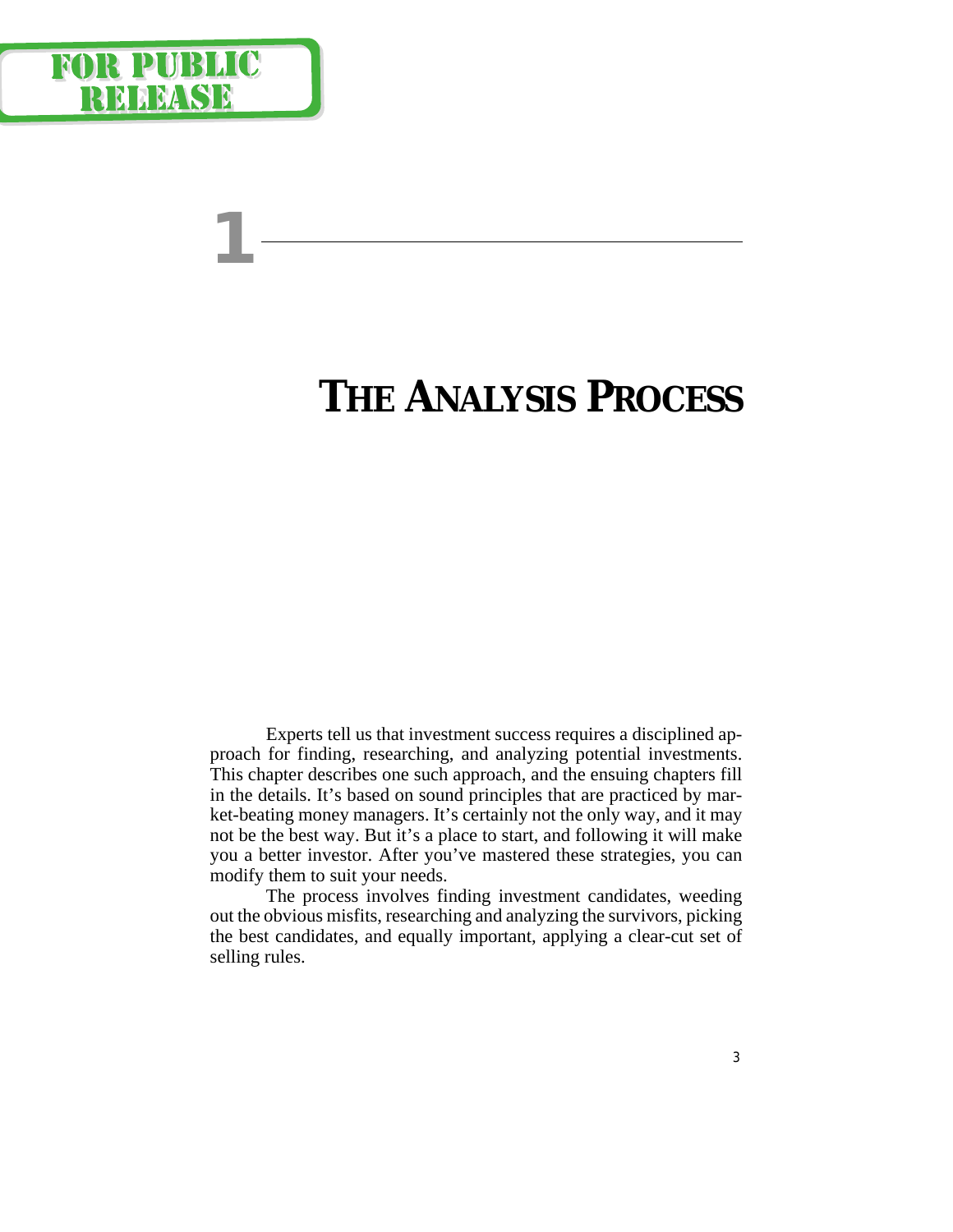# 1

# THE ANALYSIS PROCESS

Experts tell us that investment success requires a disciplined approach for finding, researching, and analyzing potential investments. This chapter describes one such approach, and the ensuing chapters fill in the details. It's based on sound principles that are practiced by market-beating money managers. It's certainly not the only way, and it may not be the best way. But it's a place to start, and following it will make you a better investor. After you've mastered these strategies, you can modify them to suit your needs.

The process involves finding investment candidates, weeding out the obvious misfits, researching and analyzing the survivors, picking the best candidates, and equally important, applying a clear-cut set of selling rules.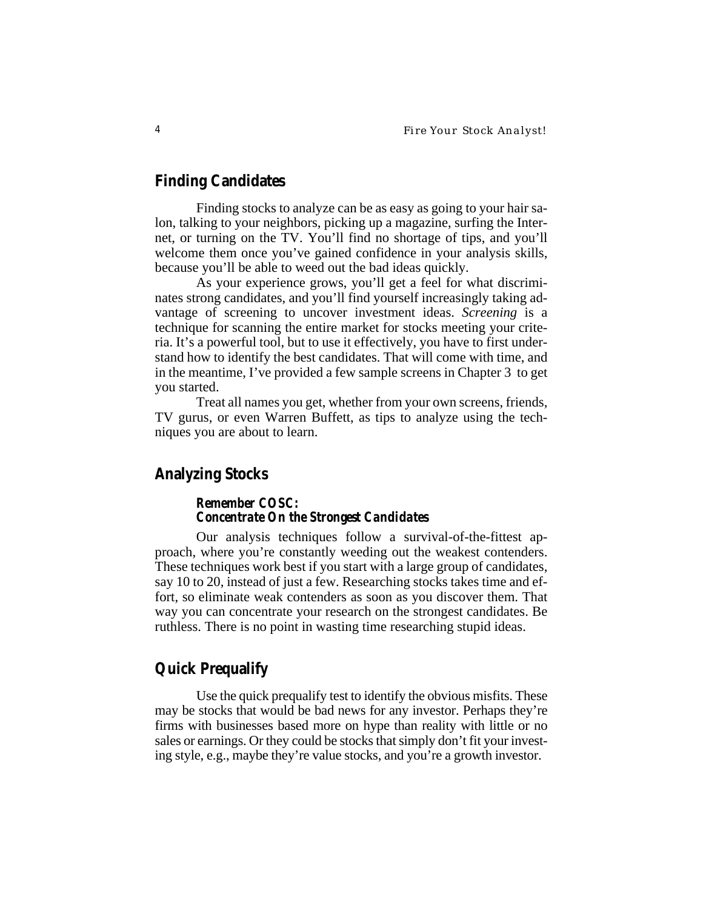## Finding Candidates

Finding stocks to analyze can be as easy as going to your hair salon, talking to your neighbors, picking up a magazine, surfing the Internet, or turning on the TV. You'll find no shortage of tips, and you'll welcome them once you've gained confidence in your analysis skills, because you'll be able to weed out the bad ideas quickly.

As your experience grows, you'll get a feel for what discriminates strong candidates, and you'll find yourself increasingly taking advantage of screening to uncover investment ideas. *Screening* is a technique for scanning the entire market for stocks meeting your criteria. It's a powerful tool, but to use it effectively, you have to first understand how to identify the best candidates. That will come with time, and in the meantime, I've provided a few sample screens in Chapter 3 to get you started.

Treat all names you get, whether from your own screens, friends, TV gurus, or even Warren Buffett, as tips to analyze using the techniques you are about to learn.

## Analyzing Stocks

***Remember COSC:***
***Concentrate On the Strongest Candidates***

Our analysis techniques follow a survival-of-the-fittest approach, where you're constantly weeding out the weakest contenders. These techniques work best if you start with a large group of candidates, say 10 to 20, instead of just a few. Researching stocks takes time and effort, so eliminate weak contenders as soon as you discover them. That way you can concentrate your research on the strongest candidates. Be ruthless. There is no point in wasting time researching stupid ideas.

## Quick Prequalify

Use the quick prequalify test to identify the obvious misfits. These may be stocks that would be bad news for any investor. Perhaps they're firms with businesses based more on hype than reality with little or no sales or earnings. Or they could be stocks that simply don't fit your investing style, e.g., maybe they're value stocks, and you're a growth investor.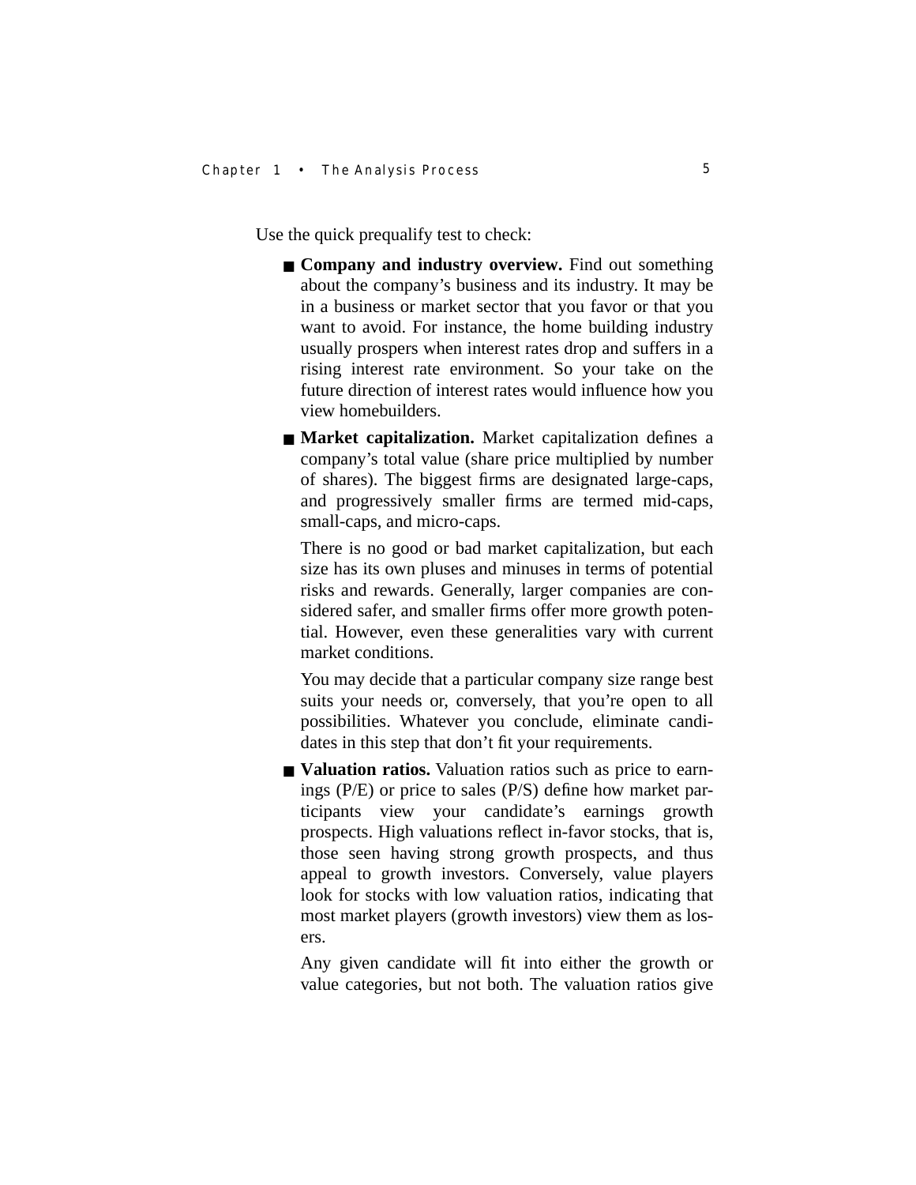Use the quick prequalify test to check:

- **Company and industry overview.** Find out something about the company's business and its industry. It may be in a business or market sector that you favor or that you want to avoid. For instance, the home building industry usually prospers when interest rates drop and suffers in a rising interest rate environment. So your take on the future direction of interest rates would influence how you view homebuilders.
- **Market capitalization.** Market capitalization defines a company's total value (share price multiplied by number of shares). The biggest firms are designated large-caps, and progressively smaller firms are termed mid-caps, small-caps, and micro-caps.

  There is no good or bad market capitalization, but each size has its own pluses and minuses in terms of potential risks and rewards. Generally, larger companies are considered safer, and smaller firms offer more growth potential. However, even these generalities vary with current market conditions.

  You may decide that a particular company size range best suits your needs or, conversely, that you're open to all possibilities. Whatever you conclude, eliminate candidates in this step that don't fit your requirements.
- **Valuation ratios.** Valuation ratios such as price to earnings (P/E) or price to sales (P/S) define how market participants view your candidate's earnings growth prospects. High valuations reflect in-favor stocks, that is, those seen having strong growth prospects, and thus appeal to growth investors. Conversely, value players look for stocks with low valuation ratios, indicating that most market players (growth investors) view them as losers.

  Any given candidate will fit into either the growth or value categories, but not both. The valuation ratios give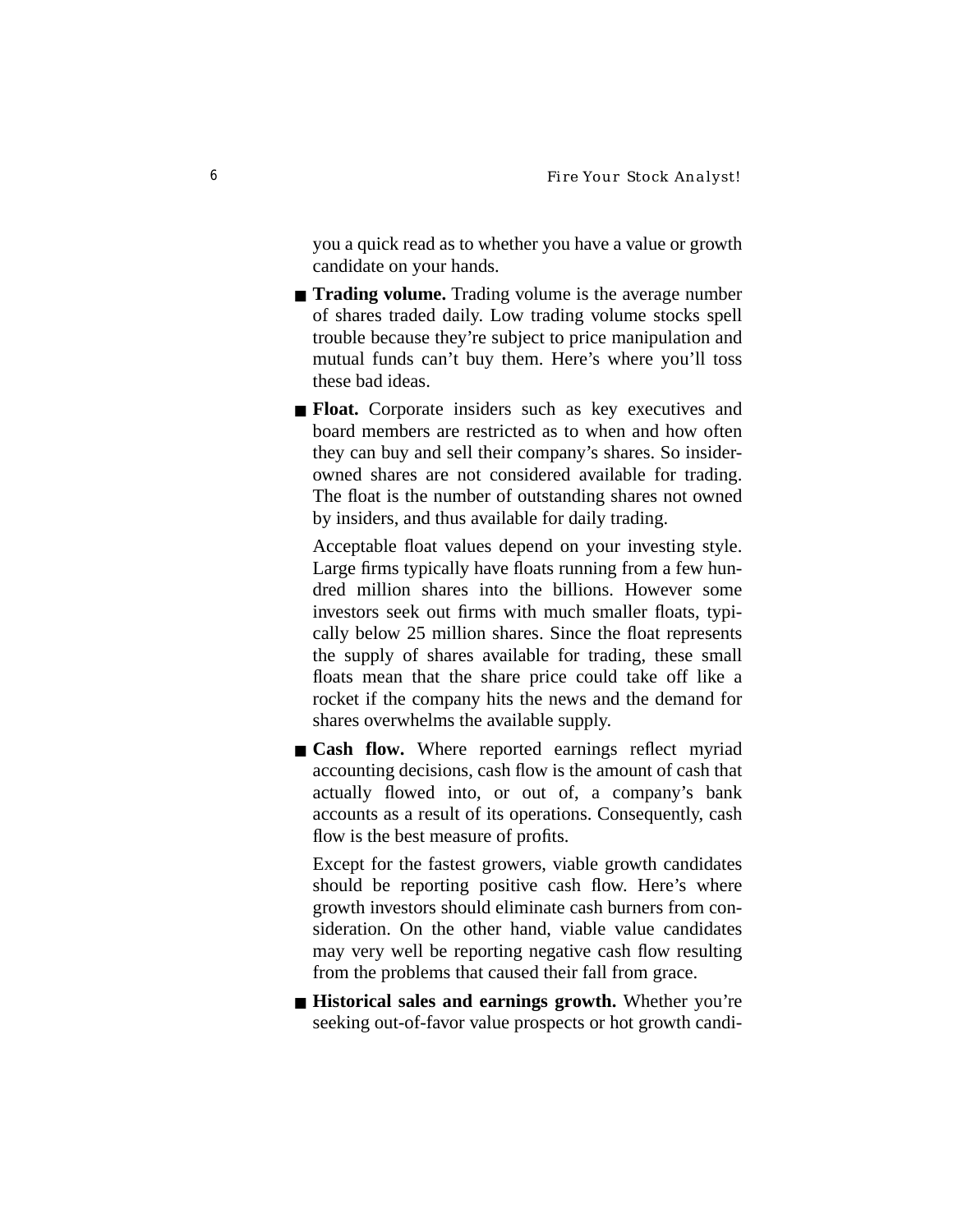you a quick read as to whether you have a value or growth candidate on your hands.

- **Trading volume.** Trading volume is the average number of shares traded daily. Low trading volume stocks spell trouble because they're subject to price manipulation and mutual funds can't buy them. Here's where you'll toss these bad ideas.
- **Float.** Corporate insiders such as key executives and board members are restricted as to when and how often they can buy and sell their company's shares. So insider-owned shares are not considered available for trading. The float is the number of outstanding shares not owned by insiders, and thus available for daily trading.

  Acceptable float values depend on your investing style. Large firms typically have floats running from a few hundred million shares into the billions. However some investors seek out firms with much smaller floats, typically below 25 million shares. Since the float represents the supply of shares available for trading, these small floats mean that the share price could take off like a rocket if the company hits the news and the demand for shares overwhelms the available supply.
- **Cash flow.** Where reported earnings reflect myriad accounting decisions, cash flow is the amount of cash that actually flowed into, or out of, a company's bank accounts as a result of its operations. Consequently, cash flow is the best measure of profits.

  Except for the fastest growers, viable growth candidates should be reporting positive cash flow. Here's where growth investors should eliminate cash burners from consideration. On the other hand, viable value candidates may very well be reporting negative cash flow resulting from the problems that caused their fall from grace.
- **Historical sales and earnings growth.** Whether you're seeking out-of-favor value prospects or hot growth candi-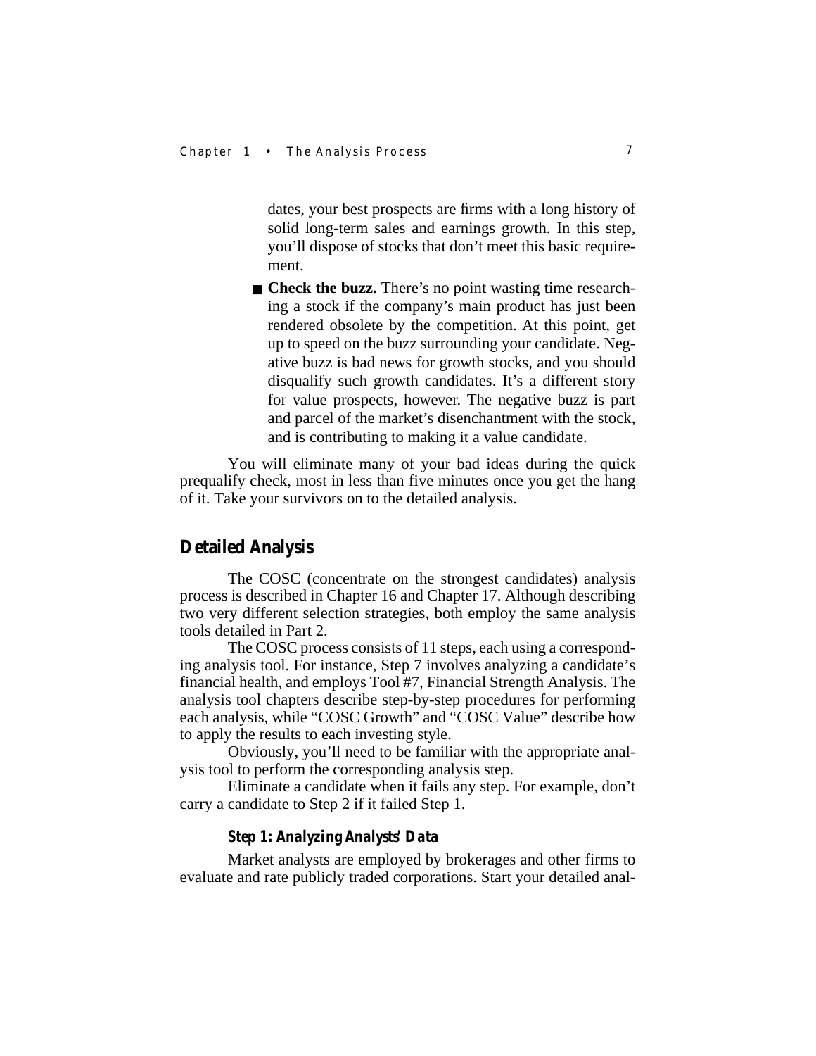dates, your best prospects are firms with a long history of solid long-term sales and earnings growth. In this step, you'll dispose of stocks that don't meet this basic requirement.

- **Check the buzz.** There's no point wasting time researching a stock if the company's main product has just been rendered obsolete by the competition. At this point, get up to speed on the buzz surrounding your candidate. Negative buzz is bad news for growth stocks, and you should disqualify such growth candidates. It's a different story for value prospects, however. The negative buzz is part and parcel of the market's disenchantment with the stock, and is contributing to making it a value candidate.

You will eliminate many of your bad ideas during the quick prequalify check, most in less than five minutes once you get the hang of it. Take your survivors on to the detailed analysis.

## Detailed Analysis

The COSC (concentrate on the strongest candidates) analysis process is described in Chapter 16 and Chapter 17. Although describing two very different selection strategies, both employ the same analysis tools detailed in Part 2.

The COSC process consists of 11 steps, each using a corresponding analysis tool. For instance, Step 7 involves analyzing a candidate's financial health, and employs Tool #7, Financial Strength Analysis. The analysis tool chapters describe step-by-step procedures for performing each analysis, while "COSC Growth" and "COSC Value" describe how to apply the results to each investing style.

Obviously, you'll need to be familiar with the appropriate analysis tool to perform the corresponding analysis step.

Eliminate a candidate when it fails any step. For example, don't carry a candidate to Step 2 if it failed Step 1.

### *Step 1: Analyzing Analysts' Data*

Market analysts are employed by brokerages and other firms to evaluate and rate publicly traded corporations. Start your detailed anal-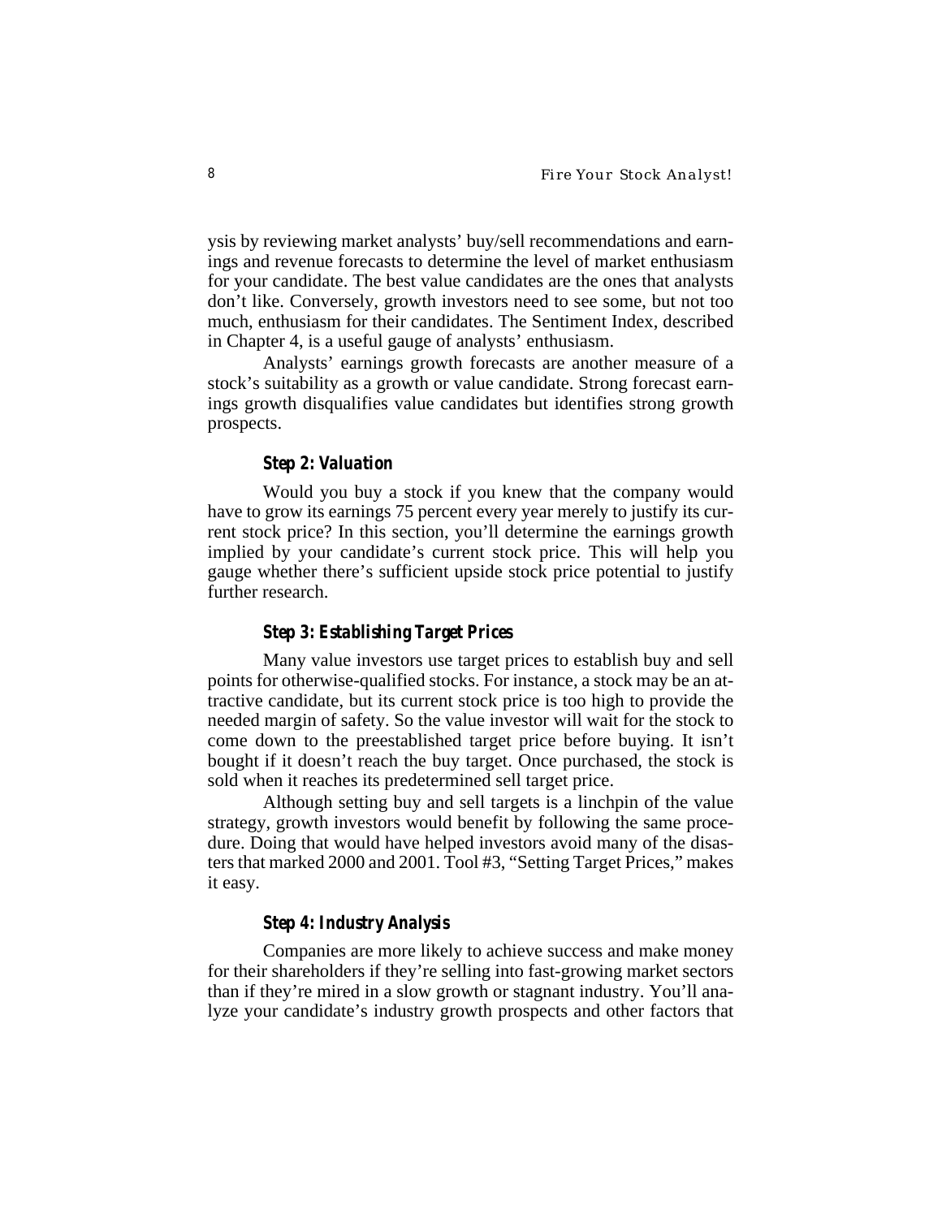ysis by reviewing market analysts' buy/sell recommendations and earnings and revenue forecasts to determine the level of market enthusiasm for your candidate. The best value candidates are the ones that analysts don't like. Conversely, growth investors need to see some, but not too much, enthusiasm for their candidates. The Sentiment Index, described in Chapter 4, is a useful gauge of analysts' enthusiasm.

Analysts' earnings growth forecasts are another measure of a stock's suitability as a growth or value candidate. Strong forecast earnings growth disqualifies value candidates but identifies strong growth prospects.

#### *Step 2: Valuation*

Would you buy a stock if you knew that the company would have to grow its earnings 75 percent every year merely to justify its current stock price? In this section, you'll determine the earnings growth implied by your candidate's current stock price. This will help you gauge whether there's sufficient upside stock price potential to justify further research.

#### *Step 3: Establishing Target Prices*

Many value investors use target prices to establish buy and sell points for otherwise-qualified stocks. For instance, a stock may be an attractive candidate, but its current stock price is too high to provide the needed margin of safety. So the value investor will wait for the stock to come down to the preestablished target price before buying. It isn't bought if it doesn't reach the buy target. Once purchased, the stock is sold when it reaches its predetermined sell target price.

Although setting buy and sell targets is a linchpin of the value strategy, growth investors would benefit by following the same procedure. Doing that would have helped investors avoid many of the disasters that marked 2000 and 2001. Tool #3, "Setting Target Prices," makes it easy.

#### *Step 4: Industry Analysis*

Companies are more likely to achieve success and make money for their shareholders if they're selling into fast-growing market sectors than if they're mired in a slow growth or stagnant industry. You'll analyze your candidate's industry growth prospects and other factors that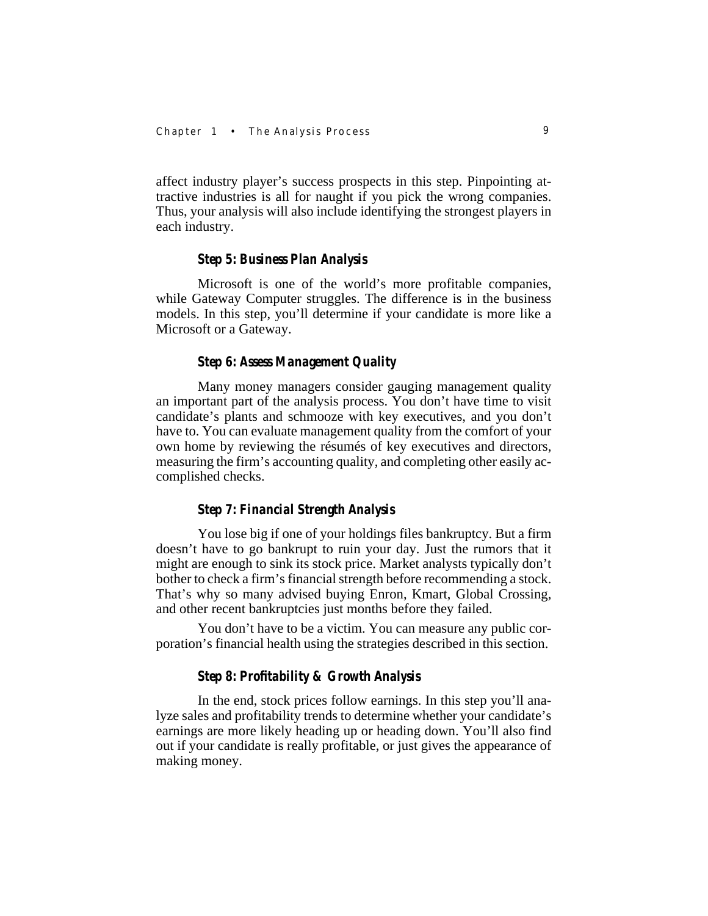affect industry player's success prospects in this step. Pinpointing attractive industries is all for naught if you pick the wrong companies. Thus, your analysis will also include identifying the strongest players in each industry.

### Step 5: Business Plan Analysis

Microsoft is one of the world's more profitable companies, while Gateway Computer struggles. The difference is in the business models. In this step, you'll determine if your candidate is more like a Microsoft or a Gateway.

### Step 6: Assess Management Quality

Many money managers consider gauging management quality an important part of the analysis process. You don't have time to visit candidate's plants and schmooze with key executives, and you don't have to. You can evaluate management quality from the comfort of your own home by reviewing the résumés of key executives and directors, measuring the firm's accounting quality, and completing other easily accomplished checks.

### Step 7: Financial Strength Analysis

You lose big if one of your holdings files bankruptcy. But a firm doesn't have to go bankrupt to ruin your day. Just the rumors that it might are enough to sink its stock price. Market analysts typically don't bother to check a firm's financial strength before recommending a stock. That's why so many advised buying Enron, Kmart, Global Crossing, and other recent bankruptcies just months before they failed.

You don't have to be a victim. You can measure any public corporation's financial health using the strategies described in this section.

### Step 8: Profitability & Growth Analysis

In the end, stock prices follow earnings. In this step you'll analyze sales and profitability trends to determine whether your candidate's earnings are more likely heading up or heading down. You'll also find out if your candidate is really profitable, or just gives the appearance of making money.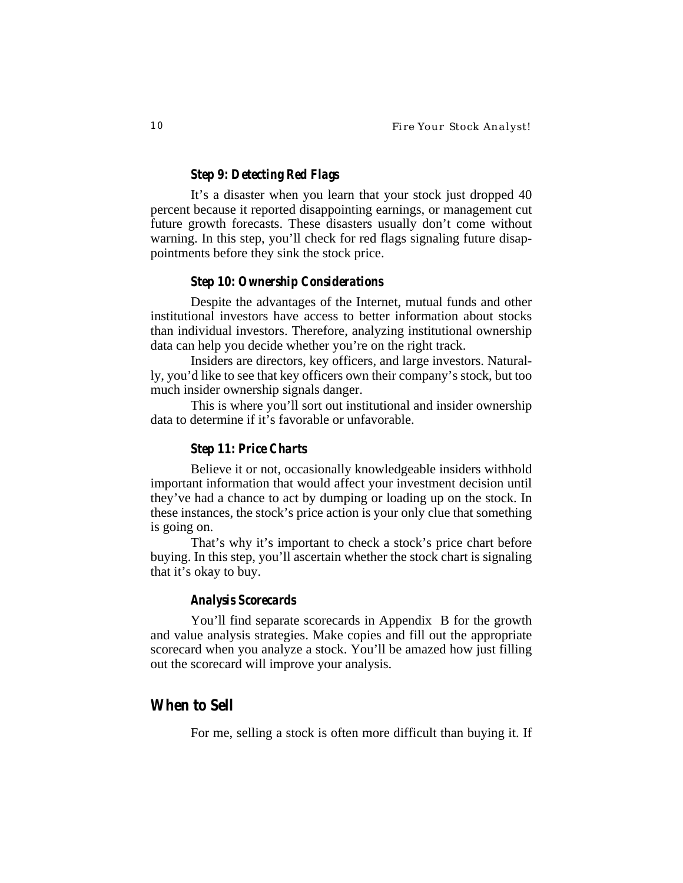### *Step 9: Detecting Red Flags*

It's a disaster when you learn that your stock just dropped 40 percent because it reported disappointing earnings, or management cut future growth forecasts. These disasters usually don't come without warning. In this step, you'll check for red flags signaling future disappointments before they sink the stock price.

### *Step 10: Ownership Considerations*

Despite the advantages of the Internet, mutual funds and other institutional investors have access to better information about stocks than individual investors. Therefore, analyzing institutional ownership data can help you decide whether you're on the right track.

Insiders are directors, key officers, and large investors. Naturally, you'd like to see that key officers own their company's stock, but too much insider ownership signals danger.

This is where you'll sort out institutional and insider ownership data to determine if it's favorable or unfavorable.

### *Step 11: Price Charts*

Believe it or not, occasionally knowledgeable insiders withhold important information that would affect your investment decision until they've had a chance to act by dumping or loading up on the stock. In these instances, the stock's price action is your only clue that something is going on.

That's why it's important to check a stock's price chart before buying. In this step, you'll ascertain whether the stock chart is signaling that it's okay to buy.

### *Analysis Scorecards*

You'll find separate scorecards in Appendix B for the growth and value analysis strategies. Make copies and fill out the appropriate scorecard when you analyze a stock. You'll be amazed how just filling out the scorecard will improve your analysis.

## *When to Sell*

For me, selling a stock is often more difficult than buying it. If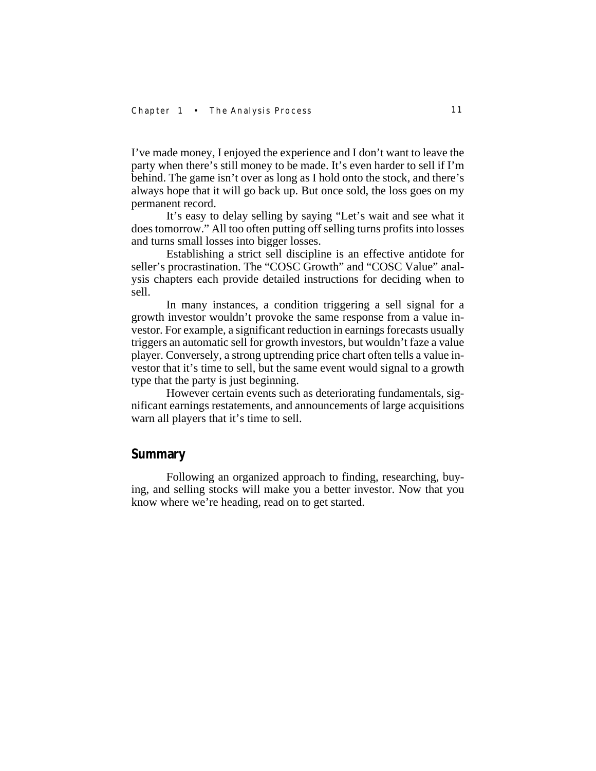I've made money, I enjoyed the experience and I don't want to leave the party when there's still money to be made. It's even harder to sell if I'm behind. The game isn't over as long as I hold onto the stock, and there's always hope that it will go back up. But once sold, the loss goes on my permanent record.

It's easy to delay selling by saying "Let's wait and see what it does tomorrow." All too often putting off selling turns profits into losses and turns small losses into bigger losses.

Establishing a strict sell discipline is an effective antidote for seller's procrastination. The "COSC Growth" and "COSC Value" analysis chapters each provide detailed instructions for deciding when to sell.

In many instances, a condition triggering a sell signal for a growth investor wouldn't provoke the same response from a value investor. For example, a significant reduction in earnings forecasts usually triggers an automatic sell for growth investors, but wouldn't faze a value player. Conversely, a strong uptrending price chart often tells a value investor that it's time to sell, but the same event would signal to a growth type that the party is just beginning.

However certain events such as deteriorating fundamentals, significant earnings restatements, and announcements of large acquisitions warn all players that it's time to sell.

## Summary

Following an organized approach to finding, researching, buying, and selling stocks will make you a better investor. Now that you know where we're heading, read on to get started.